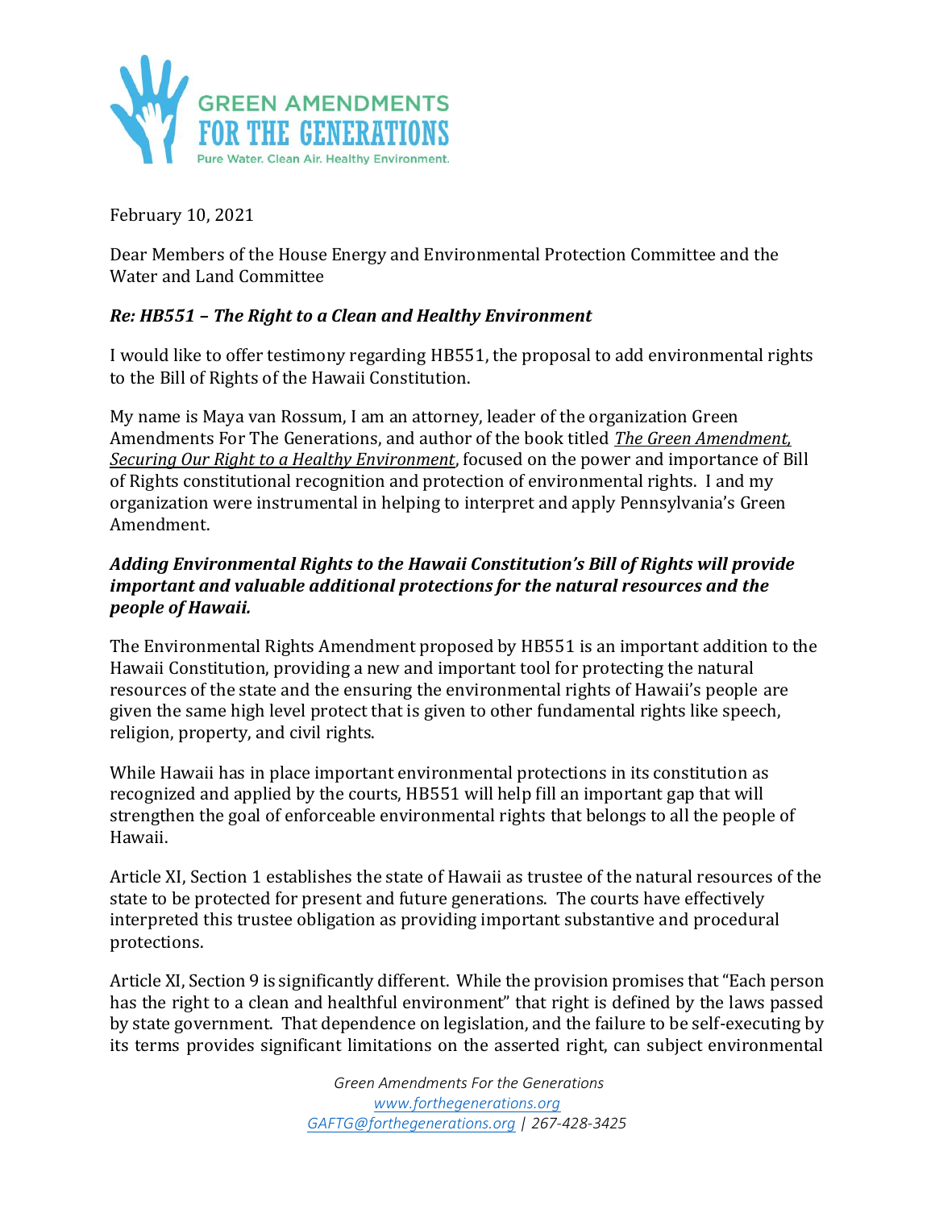February 10, 2021

Dear Members of the House Energy and Environmental Protection Committee and the Water and Land Committee

***Re: HB551 – The Right to a Clean and Healthy Environment***

I would like to offer testimony regarding HB551, the proposal to add environmental rights to the Bill of Rights of the Hawaii Constitution.

My name is Maya van Rossum, I am an attorney, leader of the organization Green Amendments For The Generations, and author of the book titled *The Green Amendment, Securing Our Right to a Healthy Environment*, focused on the power and importance of Bill of Rights constitutional recognition and protection of environmental rights. I and my organization were instrumental in helping to interpret and apply Pennsylvania's Green Amendment.

***Adding Environmental Rights to the Hawaii Constitution's Bill of Rights will provide important and valuable additional protections for the natural resources and the people of Hawaii.***

The Environmental Rights Amendment proposed by HB551 is an important addition to the Hawaii Constitution, providing a new and important tool for protecting the natural resources of the state and the ensuring the environmental rights of Hawaii's people are given the same high level protect that is given to other fundamental rights like speech, religion, property, and civil rights.

While Hawaii has in place important environmental protections in its constitution as recognized and applied by the courts, HB551 will help fill an important gap that will strengthen the goal of enforceable environmental rights that belongs to all the people of Hawaii.

Article XI, Section 1 establishes the state of Hawaii as trustee of the natural resources of the state to be protected for present and future generations. The courts have effectively interpreted this trustee obligation as providing important substantive and procedural protections.

Article XI, Section 9 is significantly different. While the provision promises that "Each person has the right to a clean and healthful environment" that right is defined by the laws passed by state government. That dependence on legislation, and the failure to be self-executing by its terms provides significant limitations on the asserted right, can subject environmental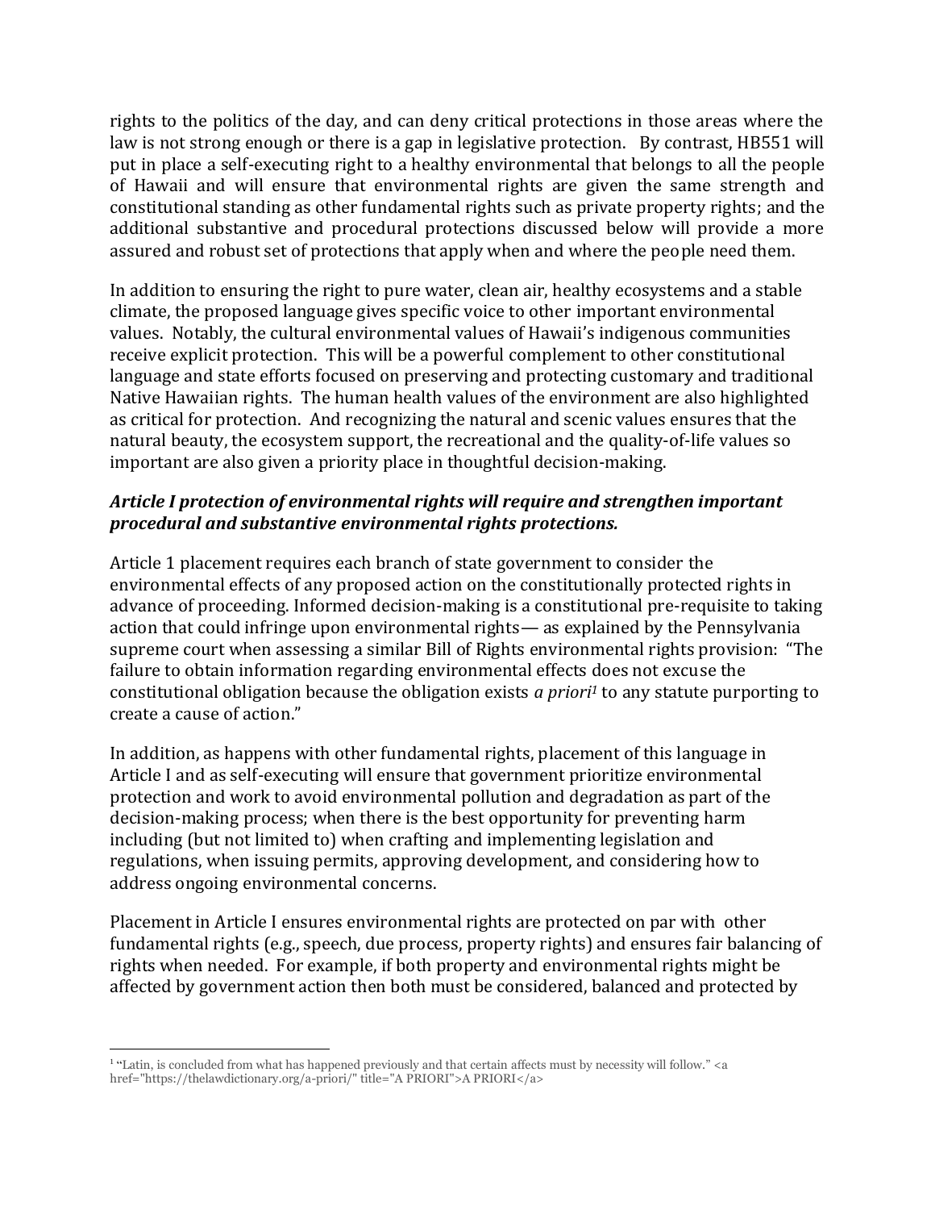rights to the politics of the day, and can deny critical protections in those areas where the law is not strong enough or there is a gap in legislative protection. By contrast, HB551 will put in place a self-executing right to a healthy environmental that belongs to all the people of Hawaii and will ensure that environmental rights are given the same strength and constitutional standing as other fundamental rights such as private property rights; and the additional substantive and procedural protections discussed below will provide a more assured and robust set of protections that apply when and where the people need them.

In addition to ensuring the right to pure water, clean air, healthy ecosystems and a stable climate, the proposed language gives specific voice to other important environmental values. Notably, the cultural environmental values of Hawaii's indigenous communities receive explicit protection. This will be a powerful complement to other constitutional language and state efforts focused on preserving and protecting customary and traditional Native Hawaiian rights. The human health values of the environment are also highlighted as critical for protection. And recognizing the natural and scenic values ensures that the natural beauty, the ecosystem support, the recreational and the quality-of-life values so important are also given a priority place in thoughtful decision-making.

***Article I protection of environmental rights will require and strengthen important procedural and substantive environmental rights protections.***

Article 1 placement requires each branch of state government to consider the environmental effects of any proposed action on the constitutionally protected rights in advance of proceeding. Informed decision-making is a constitutional pre-requisite to taking action that could infringe upon environmental rights— as explained by the Pennsylvania supreme court when assessing a similar Bill of Rights environmental rights provision: "The failure to obtain information regarding environmental effects does not excuse the constitutional obligation because the obligation exists *a priori*[1] to any statute purporting to create a cause of action."

In addition, as happens with other fundamental rights, placement of this language in Article I and as self-executing will ensure that government prioritize environmental protection and work to avoid environmental pollution and degradation as part of the decision-making process; when there is the best opportunity for preventing harm including (but not limited to) when crafting and implementing legislation and regulations, when issuing permits, approving development, and considering how to address ongoing environmental concerns.

Placement in Article I ensures environmental rights are protected on par with other fundamental rights (e.g., speech, due process, property rights) and ensures fair balancing of rights when needed. For example, if both property and environmental rights might be affected by government action then both must be considered, balanced and protected by

---

[1] "Latin, is concluded from what has happened previously and that certain affects must by necessity will follow." <a href="https://thelawdictionary.org/a-priori/" title="A PRIORI">A PRIORI</a>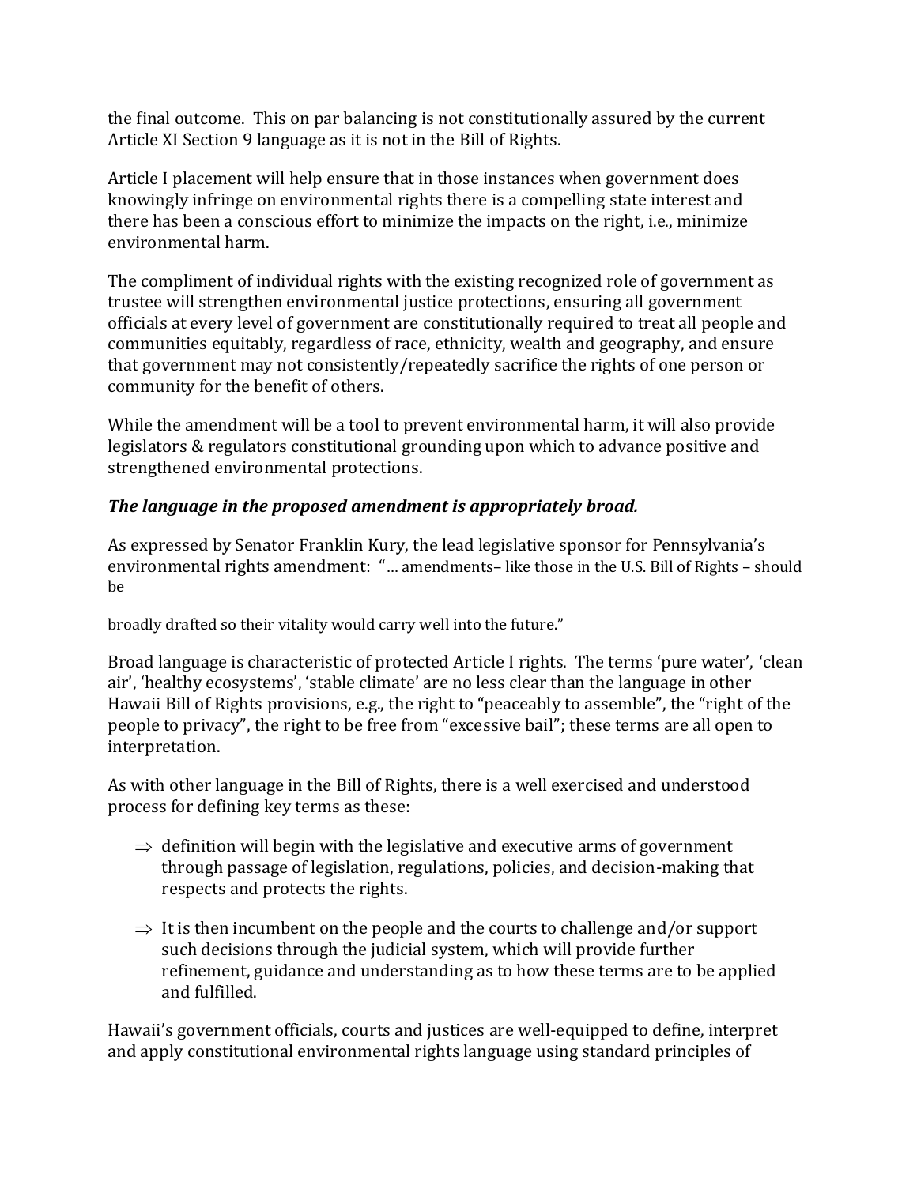the final outcome. This on par balancing is not constitutionally assured by the current Article XI Section 9 language as it is not in the Bill of Rights.

Article I placement will help ensure that in those instances when government does knowingly infringe on environmental rights there is a compelling state interest and there has been a conscious effort to minimize the impacts on the right, i.e., minimize environmental harm.

The compliment of individual rights with the existing recognized role of government as trustee will strengthen environmental justice protections, ensuring all government officials at every level of government are constitutionally required to treat all people and communities equitably, regardless of race, ethnicity, wealth and geography, and ensure that government may not consistently/repeatedly sacrifice the rights of one person or community for the benefit of others.

While the amendment will be a tool to prevent environmental harm, it will also provide legislators & regulators constitutional grounding upon which to advance positive and strengthened environmental protections.

***The language in the proposed amendment is appropriately broad.***

As expressed by Senator Franklin Kury, the lead legislative sponsor for Pennsylvania's environmental rights amendment: "… amendments– like those in the U.S. Bill of Rights – should be

broadly drafted so their vitality would carry well into the future."

Broad language is characteristic of protected Article I rights. The terms 'pure water', 'clean air', 'healthy ecosystems', 'stable climate' are no less clear than the language in other Hawaii Bill of Rights provisions, e.g., the right to "peaceably to assemble", the "right of the people to privacy", the right to be free from "excessive bail"; these terms are all open to interpretation.

As with other language in the Bill of Rights, there is a well exercised and understood process for defining key terms as these:

- ⇒ definition will begin with the legislative and executive arms of government through passage of legislation, regulations, policies, and decision-making that respects and protects the rights.

- ⇒ It is then incumbent on the people and the courts to challenge and/or support such decisions through the judicial system, which will provide further refinement, guidance and understanding as to how these terms are to be applied and fulfilled.

Hawaii's government officials, courts and justices are well-equipped to define, interpret and apply constitutional environmental rights language using standard principles of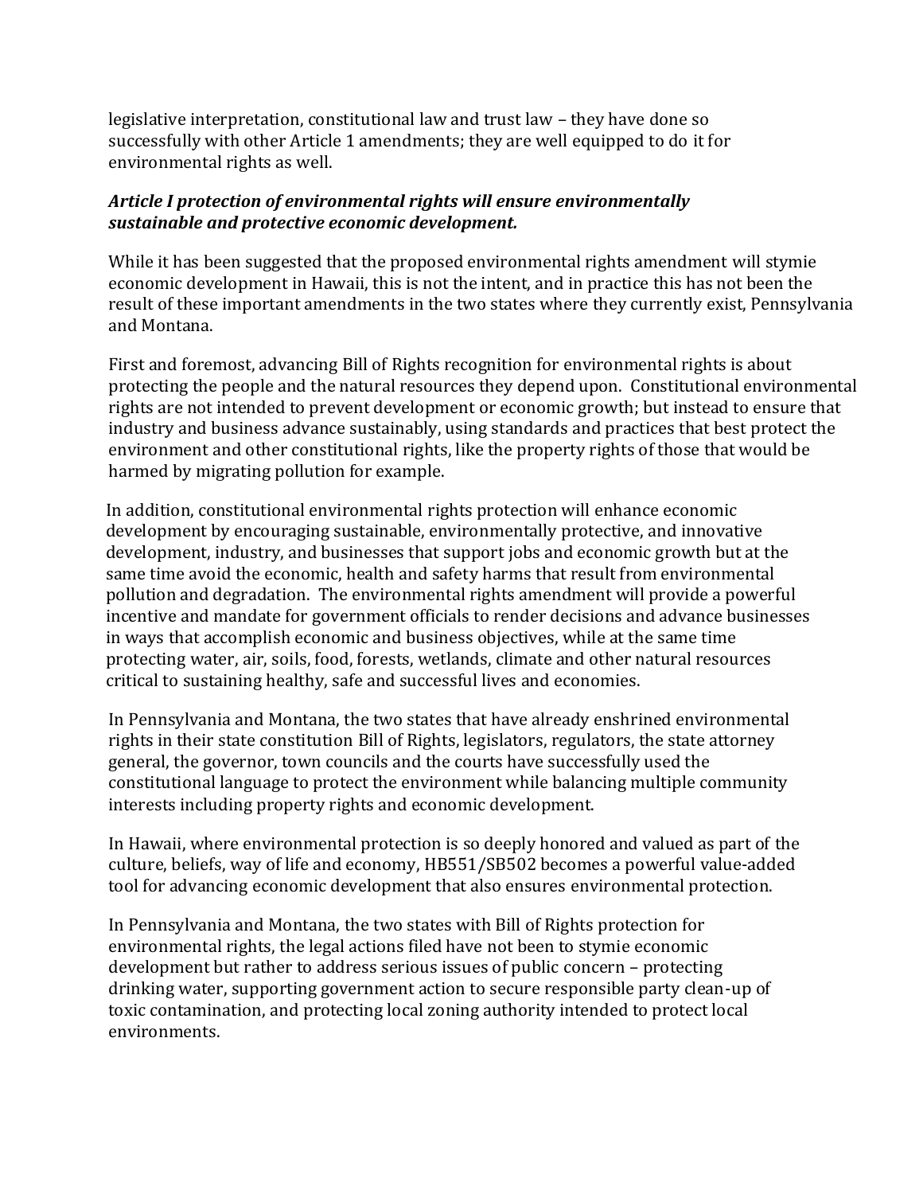legislative interpretation, constitutional law and trust law – they have done so successfully with other Article 1 amendments; they are well equipped to do it for environmental rights as well.

***Article I protection of environmental rights will ensure environmentally sustainable and protective economic development.***

While it has been suggested that the proposed environmental rights amendment will stymie economic development in Hawaii, this is not the intent, and in practice this has not been the result of these important amendments in the two states where they currently exist, Pennsylvania and Montana.

First and foremost, advancing Bill of Rights recognition for environmental rights is about protecting the people and the natural resources they depend upon. Constitutional environmental rights are not intended to prevent development or economic growth; but instead to ensure that industry and business advance sustainably, using standards and practices that best protect the environment and other constitutional rights, like the property rights of those that would be harmed by migrating pollution for example.

In addition, constitutional environmental rights protection will enhance economic development by encouraging sustainable, environmentally protective, and innovative development, industry, and businesses that support jobs and economic growth but at the same time avoid the economic, health and safety harms that result from environmental pollution and degradation. The environmental rights amendment will provide a powerful incentive and mandate for government officials to render decisions and advance businesses in ways that accomplish economic and business objectives, while at the same time protecting water, air, soils, food, forests, wetlands, climate and other natural resources critical to sustaining healthy, safe and successful lives and economies.

In Pennsylvania and Montana, the two states that have already enshrined environmental rights in their state constitution Bill of Rights, legislators, regulators, the state attorney general, the governor, town councils and the courts have successfully used the constitutional language to protect the environment while balancing multiple community interests including property rights and economic development.

In Hawaii, where environmental protection is so deeply honored and valued as part of the culture, beliefs, way of life and economy, HB551/SB502 becomes a powerful value-added tool for advancing economic development that also ensures environmental protection.

In Pennsylvania and Montana, the two states with Bill of Rights protection for environmental rights, the legal actions filed have not been to stymie economic development but rather to address serious issues of public concern – protecting drinking water, supporting government action to secure responsible party clean-up of toxic contamination, and protecting local zoning authority intended to protect local environments.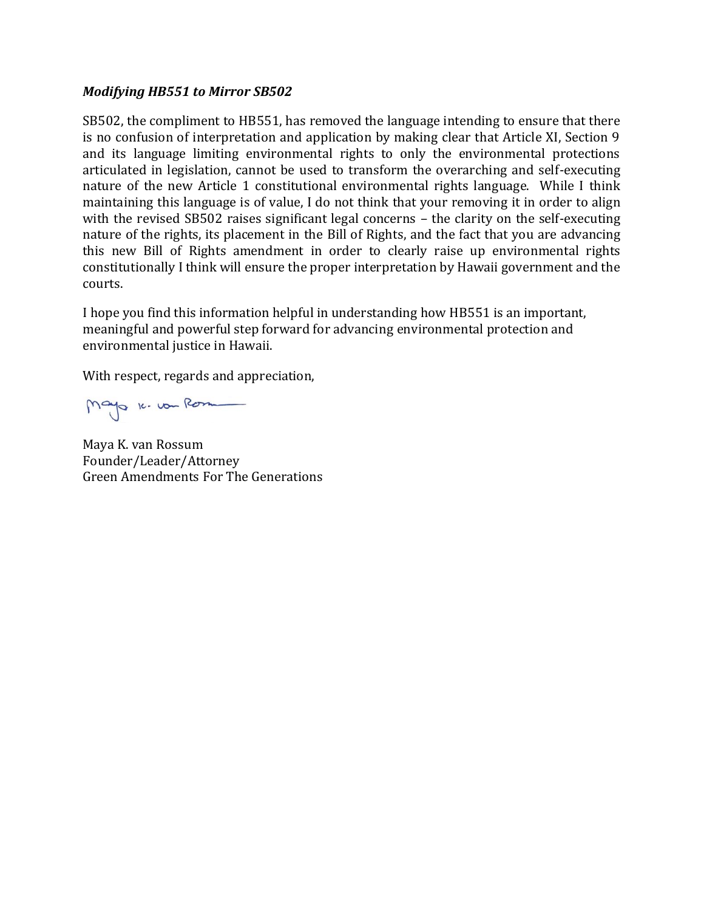***Modifying HB551 to Mirror SB502***

SB502, the compliment to HB551, has removed the language intending to ensure that there is no confusion of interpretation and application by making clear that Article XI, Section 9 and its language limiting environmental rights to only the environmental protections articulated in legislation, cannot be used to transform the overarching and self-executing nature of the new Article 1 constitutional environmental rights language. While I think maintaining this language is of value, I do not think that your removing it in order to align with the revised SB502 raises significant legal concerns – the clarity on the self-executing nature of the rights, its placement in the Bill of Rights, and the fact that you are advancing this new Bill of Rights amendment in order to clearly raise up environmental rights constitutionally I think will ensure the proper interpretation by Hawaii government and the courts.

I hope you find this information helpful in understanding how HB551 is an important, meaningful and powerful step forward for advancing environmental protection and environmental justice in Hawaii.

With respect, regards and appreciation,

Maya K. van Rossum
Founder/Leader/Attorney
Green Amendments For The Generations